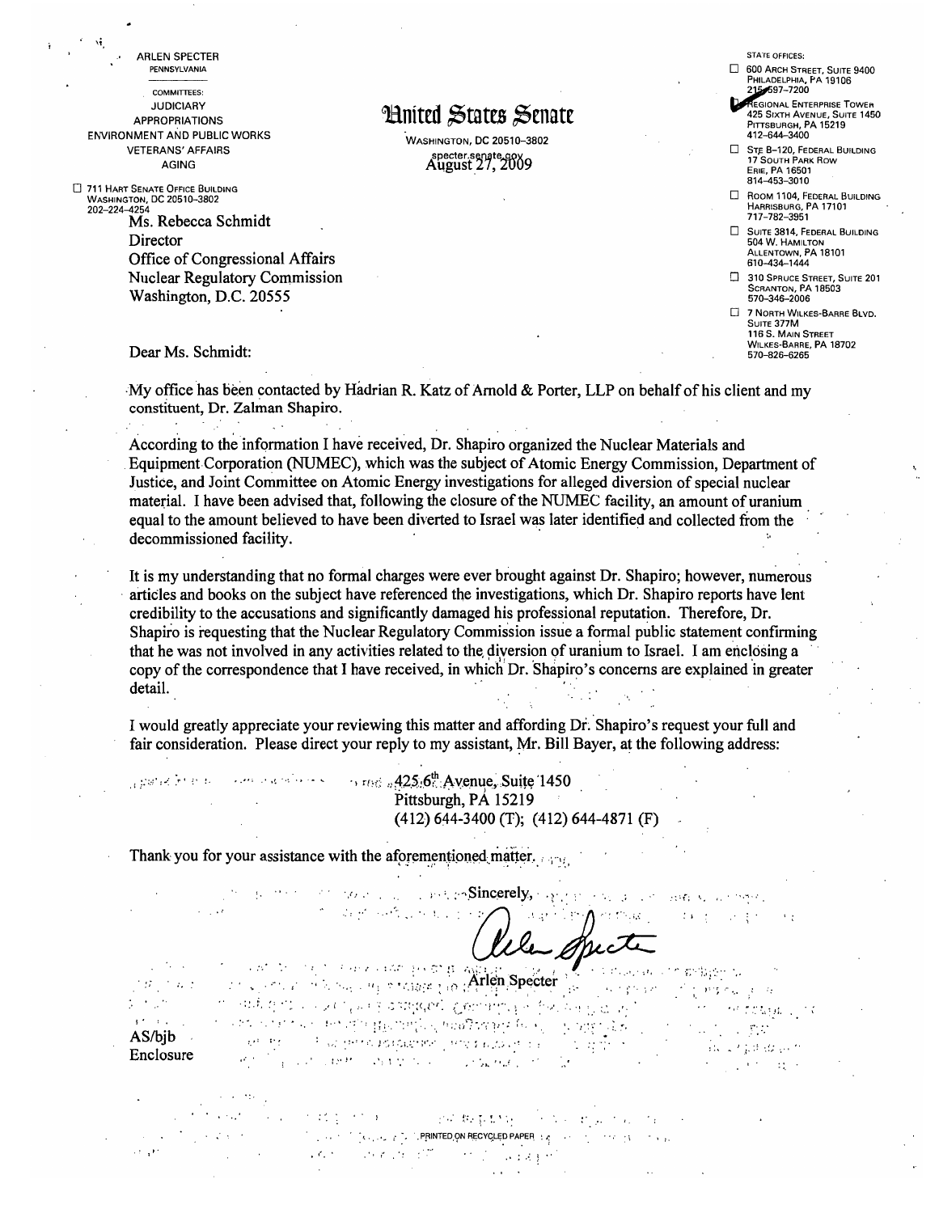ARLEN SPECTER
PENNSYLVANIA

COMMITTEES:
JUDICIARY
APPROPRIATIONS
ENVIRONMENT AND PUBLIC WORKS
VETERANS' AFFAIRS
AGING

☐ 711 HART SENATE OFFICE BUILDING
WASHINGTON, DC 20510–3802
202–224–4254

# United States Senate

WASHINGTON, DC 20510–3802
specter.senate.gov

STATE OFFICES:

☐ 600 ARCH STREET, SUITE 9400
PHILADELPHIA, PA 19106
215–597–7200

☑ REGIONAL ENTERPRISE TOWER
425 SIXTH AVENUE, SUITE 1450
PITTSBURGH, PA 15219
412–644–3400

☐ STE B–120, FEDERAL BUILDING
17 SOUTH PARK ROW
ERIE, PA 16501
814–453–3010

☐ ROOM 1104, FEDERAL BUILDING
HARRISBURG, PA 17101
717–782–3951

☐ SUITE 3814, FEDERAL BUILDING
504 W. HAMILTON
ALLENTOWN, PA 18101
610–434–1444

☐ 310 SPRUCE STREET, SUITE 201
SCRANTON, PA 18503
570–346–2006

☐ 7 NORTH WILKES-BARRE BLVD.
SUITE 377M
116 S. MAIN STREET
WILKES-BARRE, PA 18702
570–826–6265

August 27, 2009

Ms. Rebecca Schmidt
Director
Office of Congressional Affairs
Nuclear Regulatory Commission
Washington, D.C. 20555

Dear Ms. Schmidt:

My office has been contacted by Hadrian R. Katz of Arnold & Porter, LLP on behalf of his client and my constituent, Dr. Zalman Shapiro.

According to the information I have received, Dr. Shapiro organized the Nuclear Materials and Equipment Corporation (NUMEC), which was the subject of Atomic Energy Commission, Department of Justice, and Joint Committee on Atomic Energy investigations for alleged diversion of special nuclear material. I have been advised that, following the closure of the NUMEC facility, an amount of uranium equal to the amount believed to have been diverted to Israel was later identified and collected from the decommissioned facility.

It is my understanding that no formal charges were ever brought against Dr. Shapiro; however, numerous articles and books on the subject have referenced the investigations, which Dr. Shapiro reports have lent credibility to the accusations and significantly damaged his professional reputation. Therefore, Dr. Shapiro is requesting that the Nuclear Regulatory Commission issue a formal public statement confirming that he was not involved in any activities related to the diversion of uranium to Israel. I am enclosing a copy of the correspondence that I have received, in which Dr. Shapiro's concerns are explained in greater detail.

I would greatly appreciate your reviewing this matter and affording Dr. Shapiro's request your full and fair consideration. Please direct your reply to my assistant, Mr. Bill Bayer, at the following address:

425 6th Avenue, Suite 1450
Pittsburgh, PA 15219
(412) 644-3400 (T); (412) 644-4871 (F)

Thank you for your assistance with the aforementioned matter.

Sincerely,

Arlen Specter

AS/bjb
Enclosure

PRINTED ON RECYCLED PAPER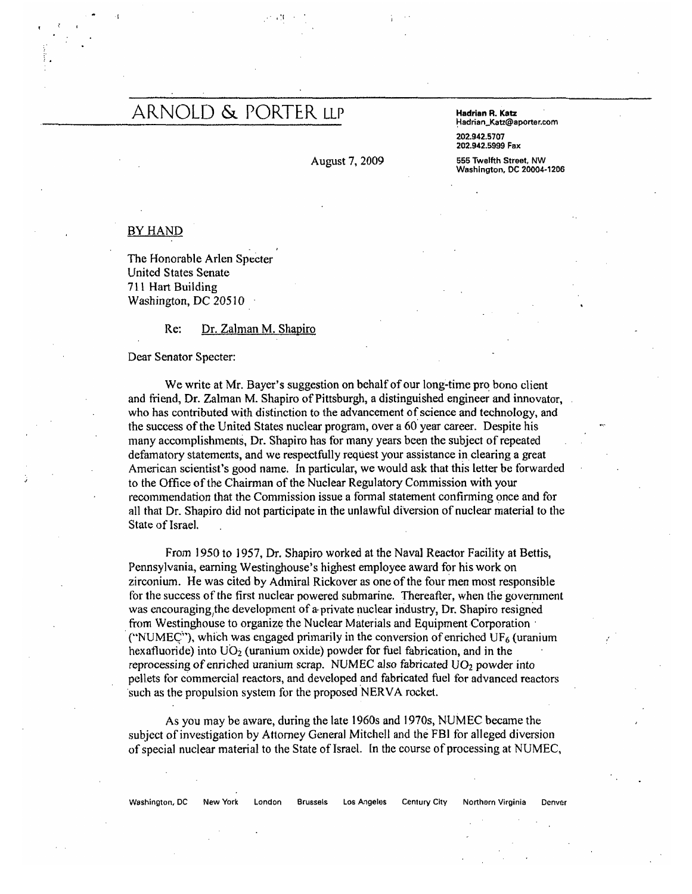# ARNOLD & PORTER LLP

**Hadrian R. Katz**
Hadrian_Katz@aporter.com

202.942.5707
202.942.5999 Fax

555 Twelfth Street, NW
Washington, DC 20004-1206

August 7, 2009

BY HAND

The Honorable Arlen Specter
United States Senate
711 Hart Building
Washington, DC 20510

Re: Dr. Zalman M. Shapiro

Dear Senator Specter:

We write at Mr. Bayer's suggestion on behalf of our long-time pro bono client and friend, Dr. Zalman M. Shapiro of Pittsburgh, a distinguished engineer and innovator, who has contributed with distinction to the advancement of science and technology, and the success of the United States nuclear program, over a 60 year career. Despite his many accomplishments, Dr. Shapiro has for many years been the subject of repeated defamatory statements, and we respectfully request your assistance in clearing a great American scientist's good name. In particular, we would ask that this letter be forwarded to the Office of the Chairman of the Nuclear Regulatory Commission with your recommendation that the Commission issue a formal statement confirming once and for all that Dr. Shapiro did not participate in the unlawful diversion of nuclear material to the State of Israel.

From 1950 to 1957, Dr. Shapiro worked at the Naval Reactor Facility at Bettis, Pennsylvania, earning Westinghouse's highest employee award for his work on zirconium. He was cited by Admiral Rickover as one of the four men most responsible for the success of the first nuclear powered submarine. Thereafter, when the government was encouraging the development of a private nuclear industry, Dr. Shapiro resigned from Westinghouse to organize the Nuclear Materials and Equipment Corporation ("NUMEC"), which was engaged primarily in the conversion of enriched $UF_6$ (uranium hexafluoride) into $UO_2$ (uranium oxide) powder for fuel fabrication, and in the reprocessing of enriched uranium scrap. NUMEC also fabricated $UO_2$ powder into pellets for commercial reactors, and developed and fabricated fuel for advanced reactors such as the propulsion system for the proposed NERVA rocket.

As you may be aware, during the late 1960s and 1970s, NUMEC became the subject of investigation by Attorney General Mitchell and the FBI for alleged diversion of special nuclear material to the State of Israel. In the course of processing at NUMEC,

Washington, DC New York London Brussels Los Angeles Century City Northern Virginia Denver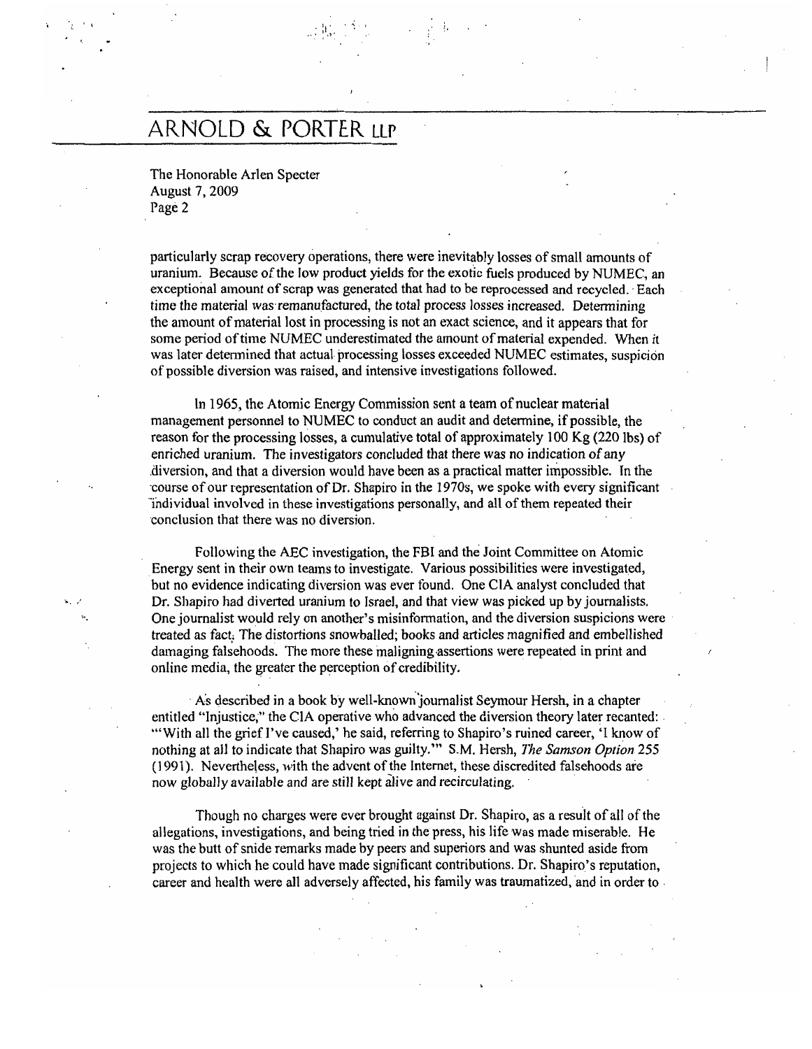particularly scrap recovery operations, there were inevitably losses of small amounts of uranium. Because of the low product yields for the exotic fuels produced by NUMEC, an exceptional amount of scrap was generated that had to be reprocessed and recycled. Each time the material was remanufactured, the total process losses increased. Determining the amount of material lost in processing is not an exact science, and it appears that for some period of time NUMEC underestimated the amount of material expended. When it was later determined that actual processing losses exceeded NUMEC estimates, suspicion of possible diversion was raised, and intensive investigations followed.

In 1965, the Atomic Energy Commission sent a team of nuclear material management personnel to NUMEC to conduct an audit and determine, if possible, the reason for the processing losses, a cumulative total of approximately 100 Kg (220 lbs) of enriched uranium. The investigators concluded that there was no indication of any diversion, and that a diversion would have been as a practical matter impossible. In the course of our representation of Dr. Shapiro in the 1970s, we spoke with every significant individual involved in these investigations personally, and all of them repeated their conclusion that there was no diversion.

Following the AEC investigation, the FBI and the Joint Committee on Atomic Energy sent in their own teams to investigate. Various possibilities were investigated, but no evidence indicating diversion was ever found. One CIA analyst concluded that Dr. Shapiro had diverted uranium to Israel, and that view was picked up by journalists. One journalist would rely on another's misinformation, and the diversion suspicions were treated as fact. The distortions snowballed; books and articles magnified and embellished damaging falsehoods. The more these maligning assertions were repeated in print and online media, the greater the perception of credibility.

As described in a book by well-known journalist Seymour Hersh, in a chapter entitled "Injustice," the CIA operative who advanced the diversion theory later recanted: "'With all the grief I've caused,' he said, referring to Shapiro's ruined career, 'I know of nothing at all to indicate that Shapiro was guilty.'" S.M. Hersh, *The Samson Option* 255 (1991). Nevertheless, with the advent of the Internet, these discredited falsehoods are now globally available and are still kept alive and recirculating.

Though no charges were ever brought against Dr. Shapiro, as a result of all of the allegations, investigations, and being tried in the press, his life was made miserable. He was the butt of snide remarks made by peers and superiors and was shunted aside from projects to which he could have made significant contributions. Dr. Shapiro's reputation, career and health were all adversely affected, his family was traumatized, and in order to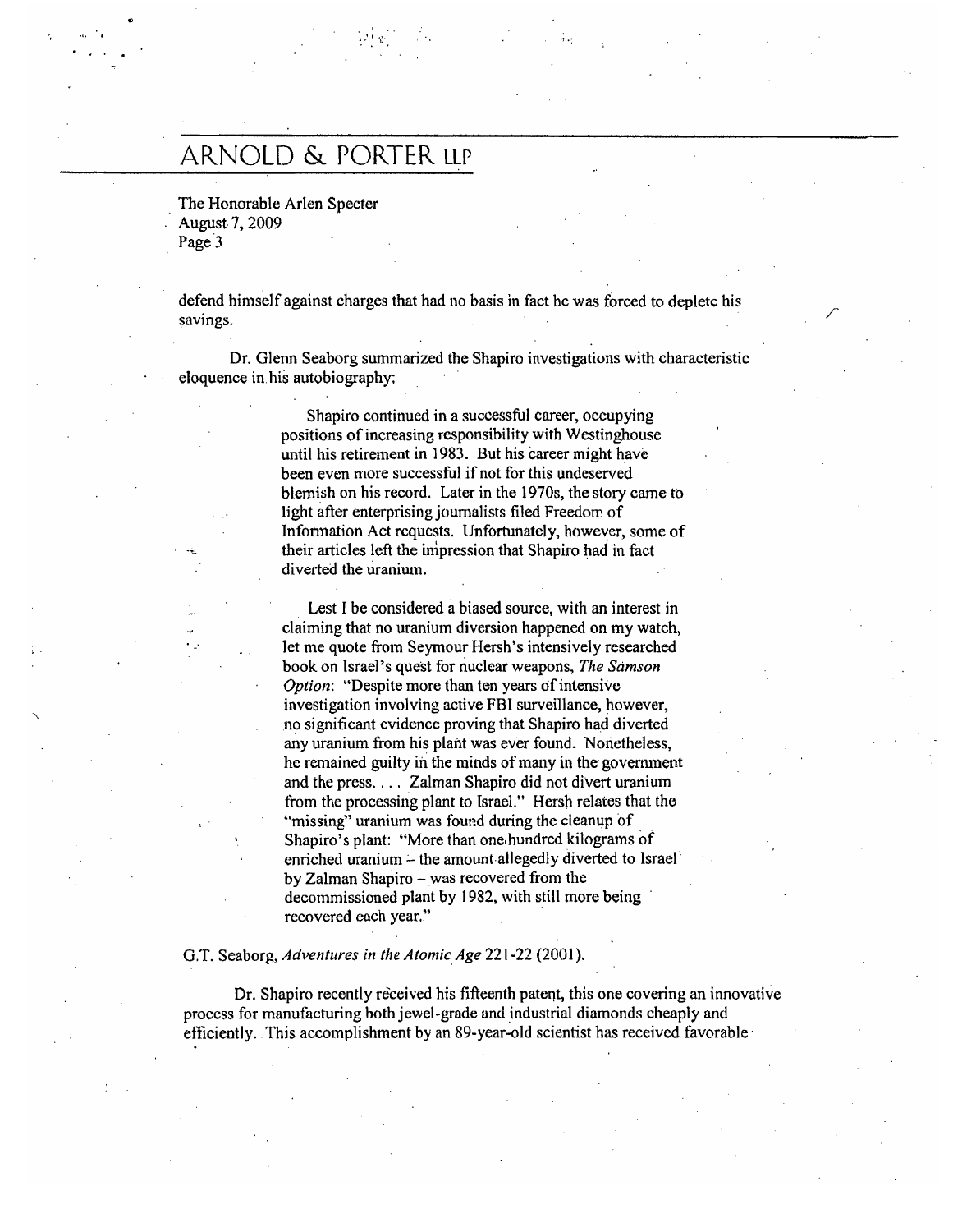defend himself against charges that had no basis in fact he was forced to deplete his savings.

Dr. Glenn Seaborg summarized the Shapiro investigations with characteristic eloquence in his autobiography:

> Shapiro continued in a successful career, occupying positions of increasing responsibility with Westinghouse until his retirement in 1983. But his career might have been even more successful if not for this undeserved blemish on his record. Later in the 1970s, the story came to light after enterprising journalists filed Freedom of Information Act requests. Unfortunately, however, some of their articles left the impression that Shapiro had in fact diverted the uranium.
>
> Lest I be considered a biased source, with an interest in claiming that no uranium diversion happened on my watch, let me quote from Seymour Hersh's intensively researched book on Israel's quest for nuclear weapons, *The Samson Option*: "Despite more than ten years of intensive investigation involving active FBI surveillance, however, no significant evidence proving that Shapiro had diverted any uranium from his plant was ever found. Nonetheless, he remained guilty in the minds of many in the government and the press. . . . Zalman Shapiro did not divert uranium from the processing plant to Israel." Hersh relates that the "missing" uranium was found during the cleanup of Shapiro's plant: "More than one hundred kilograms of enriched uranium – the amount allegedly diverted to Israel by Zalman Shapiro – was recovered from the decommissioned plant by 1982, with still more being recovered each year."

G.T. Seaborg, *Adventures in the Atomic Age* 221-22 (2001).

Dr. Shapiro recently received his fifteenth patent, this one covering an innovative process for manufacturing both jewel-grade and industrial diamonds cheaply and efficiently. This accomplishment by an 89-year-old scientist has received favorable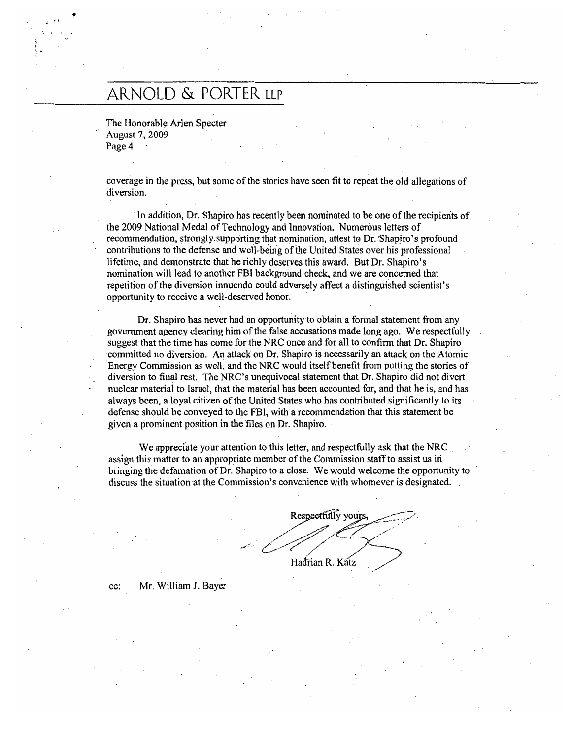# ARNOLD & PORTER LLP

The Honorable Arlen Specter
August 7, 2009

coverage in the press, but some of the stories have seen fit to repeat the old allegations of diversion.

In addition, Dr. Shapiro has recently been nominated to be one of the recipients of the 2009 National Medal of Technology and Innovation. Numerous letters of recommendation, strongly supporting that nomination, attest to Dr. Shapiro's profound contributions to the defense and well-being of the United States over his professional lifetime, and demonstrate that he richly deserves this award. But Dr. Shapiro's nomination will lead to another FBI background check, and we are concerned that repetition of the diversion innuendo could adversely affect a distinguished scientist's opportunity to receive a well-deserved honor.

Dr. Shapiro has never had an opportunity to obtain a formal statement from any government agency clearing him of the false accusations made long ago. We respectfully suggest that the time has come for the NRC once and for all to confirm that Dr. Shapiro committed no diversion. An attack on Dr. Shapiro is necessarily an attack on the Atomic Energy Commission as well, and the NRC would itself benefit from putting the stories of diversion to final rest. The NRC's unequivocal statement that Dr. Shapiro did not divert nuclear material to Israel, that the material has been accounted for, and that he is, and has always been, a loyal citizen of the United States who has contributed significantly to its defense should be conveyed to the FBI, with a recommendation that this statement be given a prominent position in the files on Dr. Shapiro.

We appreciate your attention to this letter, and respectfully ask that the NRC assign this matter to an appropriate member of the Commission staff to assist us in bringing the defamation of Dr. Shapiro to a close. We would welcome the opportunity to discuss the situation at the Commission's convenience with whomever is designated.

Respectfully yours,

Hadrian R. Katz

cc: Mr. William J. Bayer